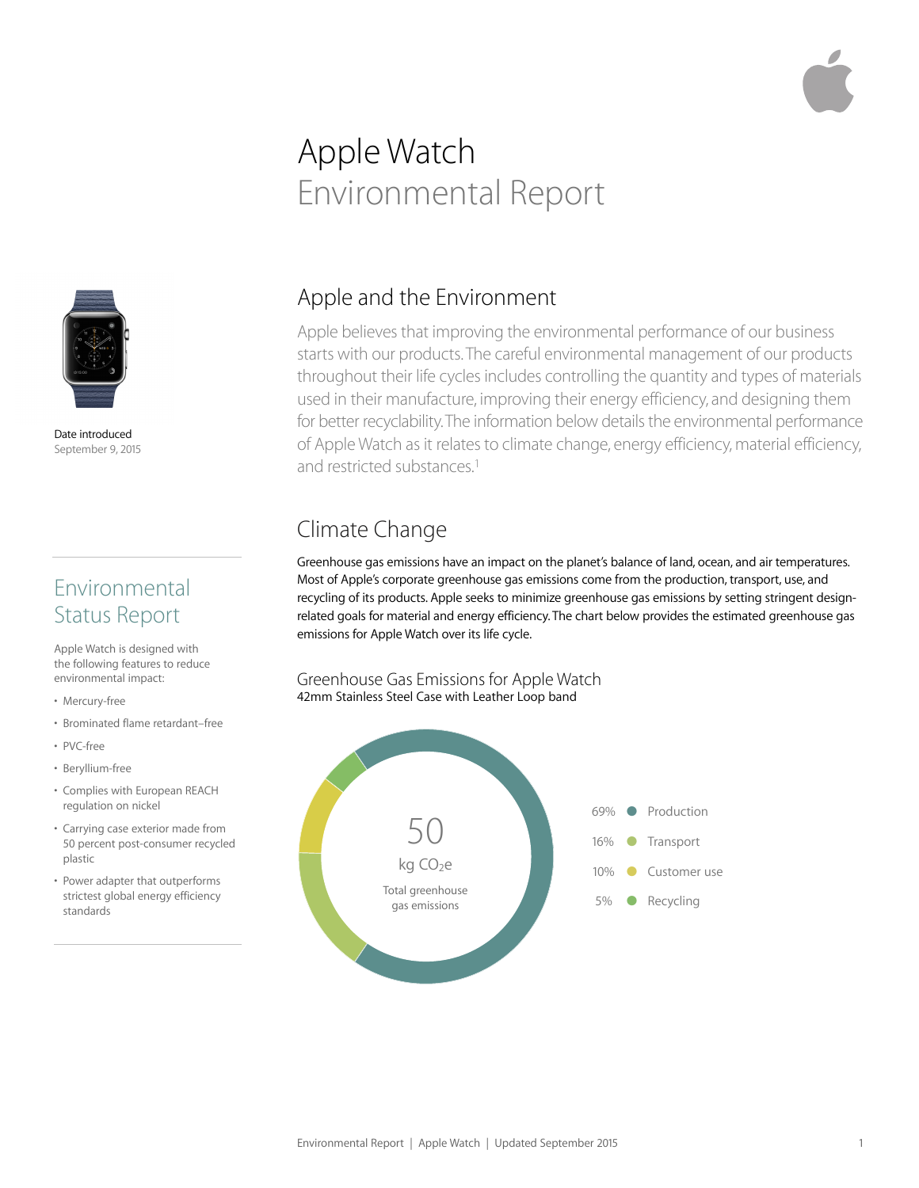# Apple Watch
## Environmental Report

Date introduced
September 9, 2015

## Environmental Status Report

Apple Watch is designed with the following features to reduce environmental impact:

- Mercury-free
- Brominated flame retardant–free
- PVC-free
- Beryllium-free
- Complies with European REACH regulation on nickel
- Carrying case exterior made from 50 percent post-consumer recycled plastic
- Power adapter that outperforms strictest global energy efficiency standards

## Apple and the Environment

Apple believes that improving the environmental performance of our business starts with our products. The careful environmental management of our products throughout their life cycles includes controlling the quantity and types of materials used in their manufacture, improving their energy efficiency, and designing them for better recyclability. The information below details the environmental performance of Apple Watch as it relates to climate change, energy efficiency, material efficiency, and restricted substances.[1]

## Climate Change

Greenhouse gas emissions have an impact on the planet's balance of land, ocean, and air temperatures. Most of Apple's corporate greenhouse gas emissions come from the production, transport, use, and recycling of its products. Apple seeks to minimize greenhouse gas emissions by setting stringent design-related goals for material and energy efficiency. The chart below provides the estimated greenhouse gas emissions for Apple Watch over its life cycle.

### Greenhouse Gas Emissions for Apple Watch
42mm Stainless Steel Case with Leather Loop band

50 kg $CO_2e$
Total greenhouse gas emissions

| Share | Category |
|---|---|
| 69% | Production |
| 16% | Transport |
| 10% | Customer use |
| 5% | Recycling |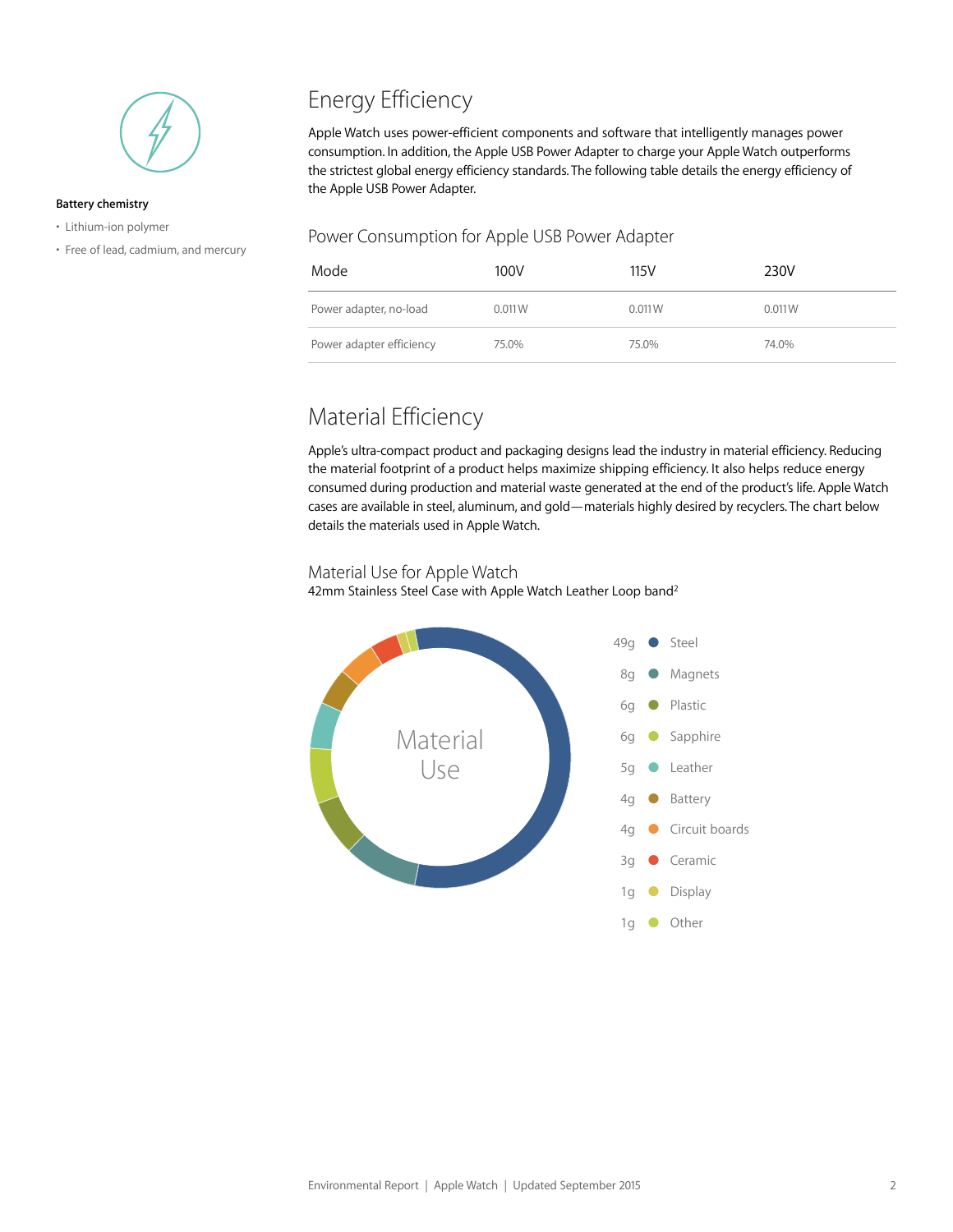**Battery chemistry**

- Lithium-ion polymer
- Free of lead, cadmium, and mercury

# Energy Efficiency

Apple Watch uses power-efficient components and software that intelligently manages power consumption. In addition, the Apple USB Power Adapter to charge your Apple Watch outperforms the strictest global energy efficiency standards. The following table details the energy efficiency of the Apple USB Power Adapter.

## Power Consumption for Apple USB Power Adapter

| Mode | 100V | 115V | 230V |
|---|---|---|---|
| Power adapter, no-load | 0.011 W | 0.011 W | 0.011 W |
| Power adapter efficiency | 75.0% | 75.0% | 74.0% |

# Material Efficiency

Apple's ultra-compact product and packaging designs lead the industry in material efficiency. Reducing the material footprint of a product helps maximize shipping efficiency. It also helps reduce energy consumed during production and material waste generated at the end of the product's life. Apple Watch cases are available in steel, aluminum, and gold—materials highly desired by recyclers. The chart below details the materials used in Apple Watch.

## Material Use for Apple Watch

42mm Stainless Steel Case with Apple Watch Leather Loop band[2]

Material Use

| Weight | Material |
|---|---|
| 49g | Steel |
| 8g | Magnets |
| 6g | Plastic |
| 6g | Sapphire |
| 5g | Leather |
| 4g | Battery |
| 4g | Circuit boards |
| 3g | Ceramic |
| 1g | Display |
| 1g | Other |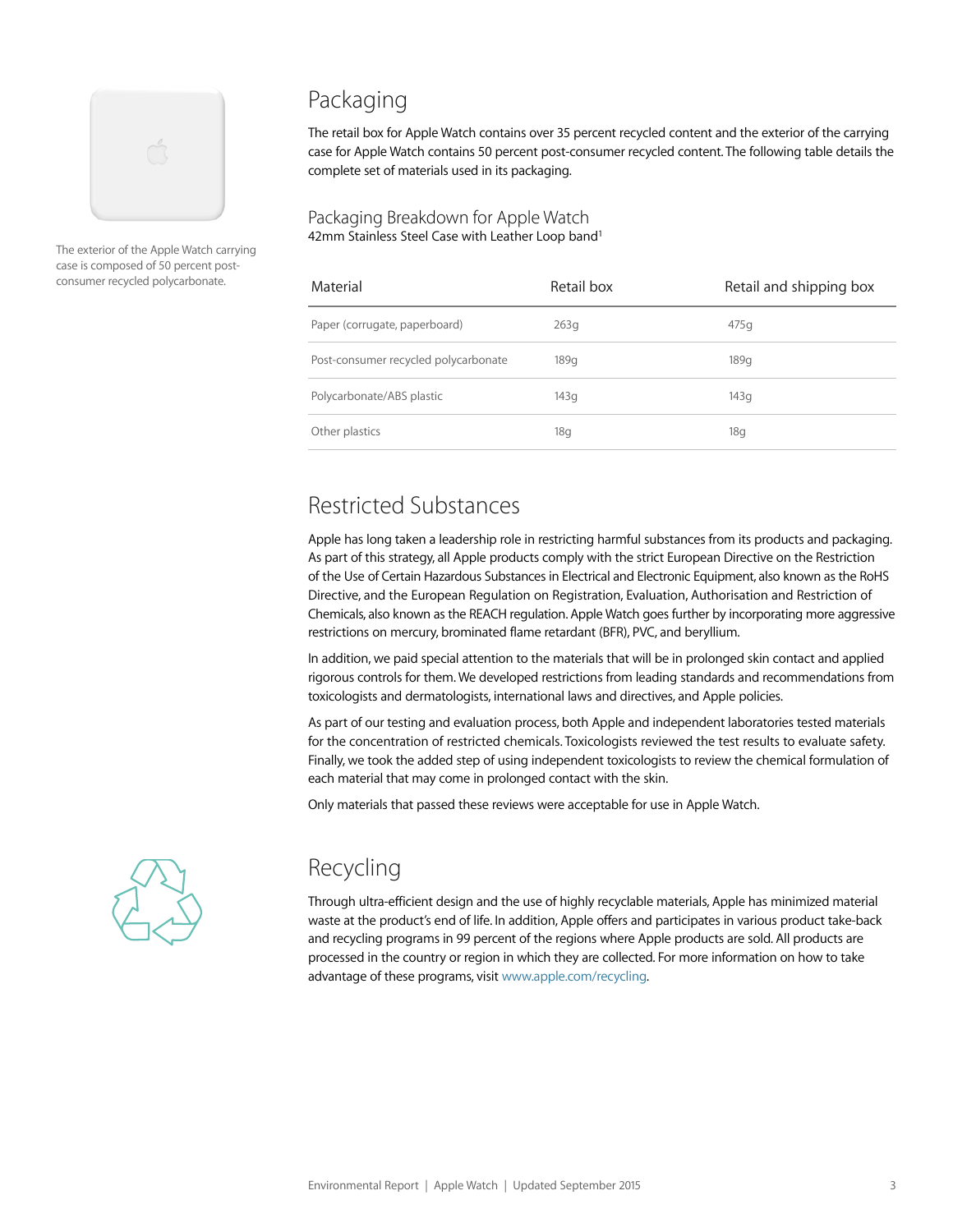The exterior of the Apple Watch carrying case is composed of 50 percent post-consumer recycled polycarbonate.

## Packaging

The retail box for Apple Watch contains over 35 percent recycled content and the exterior of the carrying case for Apple Watch contains 50 percent post-consumer recycled content. The following table details the complete set of materials used in its packaging.

### Packaging Breakdown for Apple Watch

42mm Stainless Steel Case with Leather Loop band[1]

| Material | Retail box | Retail and shipping box |
|---|---|---|
| Paper (corrugate, paperboard) | 263g | 475g |
| Post-consumer recycled polycarbonate | 189g | 189g |
| Polycarbonate/ABS plastic | 143g | 143g |
| Other plastics | 18g | 18g |

## Restricted Substances

Apple has long taken a leadership role in restricting harmful substances from its products and packaging. As part of this strategy, all Apple products comply with the strict European Directive on the Restriction of the Use of Certain Hazardous Substances in Electrical and Electronic Equipment, also known as the RoHS Directive, and the European Regulation on Registration, Evaluation, Authorisation and Restriction of Chemicals, also known as the REACH regulation. Apple Watch goes further by incorporating more aggressive restrictions on mercury, brominated flame retardant (BFR), PVC, and beryllium.

In addition, we paid special attention to the materials that will be in prolonged skin contact and applied rigorous controls for them. We developed restrictions from leading standards and recommendations from toxicologists and dermatologists, international laws and directives, and Apple policies.

As part of our testing and evaluation process, both Apple and independent laboratories tested materials for the concentration of restricted chemicals. Toxicologists reviewed the test results to evaluate safety. Finally, we took the added step of using independent toxicologists to review the chemical formulation of each material that may come in prolonged contact with the skin.

Only materials that passed these reviews were acceptable for use in Apple Watch.

## Recycling

Through ultra-efficient design and the use of highly recyclable materials, Apple has minimized material waste at the product's end of life. In addition, Apple offers and participates in various product take-back and recycling programs in 99 percent of the regions where Apple products are sold. All products are processed in the country or region in which they are collected. For more information on how to take advantage of these programs, visit www.apple.com/recycling.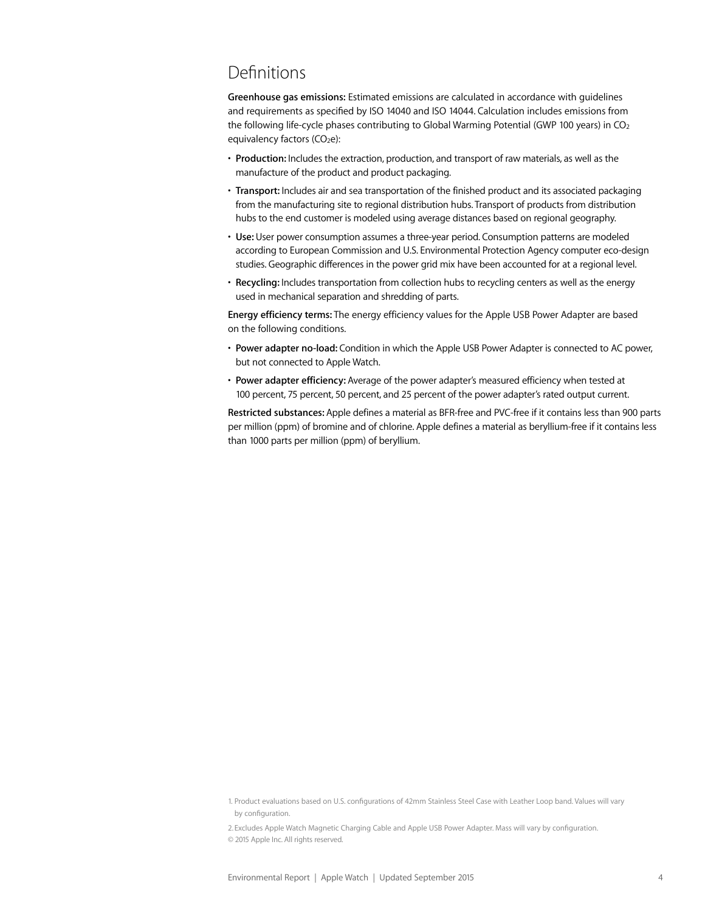## Definitions

**Greenhouse gas emissions:** Estimated emissions are calculated in accordance with guidelines and requirements as specified by ISO 14040 and ISO 14044. Calculation includes emissions from the following life-cycle phases contributing to Global Warming Potential (GWP 100 years) in $CO_2$ equivalency factors ($CO_2e$):

- **Production:** Includes the extraction, production, and transport of raw materials, as well as the manufacture of the product and product packaging.
- **Transport:** Includes air and sea transportation of the finished product and its associated packaging from the manufacturing site to regional distribution hubs. Transport of products from distribution hubs to the end customer is modeled using average distances based on regional geography.
- **Use:** User power consumption assumes a three-year period. Consumption patterns are modeled according to European Commission and U.S. Environmental Protection Agency computer eco-design studies. Geographic differences in the power grid mix have been accounted for at a regional level.
- **Recycling:** Includes transportation from collection hubs to recycling centers as well as the energy used in mechanical separation and shredding of parts.

**Energy efficiency terms:** The energy efficiency values for the Apple USB Power Adapter are based on the following conditions.

- **Power adapter no-load:** Condition in which the Apple USB Power Adapter is connected to AC power, but not connected to Apple Watch.
- **Power adapter efficiency:** Average of the power adapter's measured efficiency when tested at 100 percent, 75 percent, 50 percent, and 25 percent of the power adapter's rated output current.

**Restricted substances:** Apple defines a material as BFR-free and PVC-free if it contains less than 900 parts per million (ppm) of bromine and of chlorine. Apple defines a material as beryllium-free if it contains less than 1000 parts per million (ppm) of beryllium.

1. Product evaluations based on U.S. configurations of 42mm Stainless Steel Case with Leather Loop band. Values will vary by configuration.

2. Excludes Apple Watch Magnetic Charging Cable and Apple USB Power Adapter. Mass will vary by configuration.

© 2015 Apple Inc. All rights reserved.